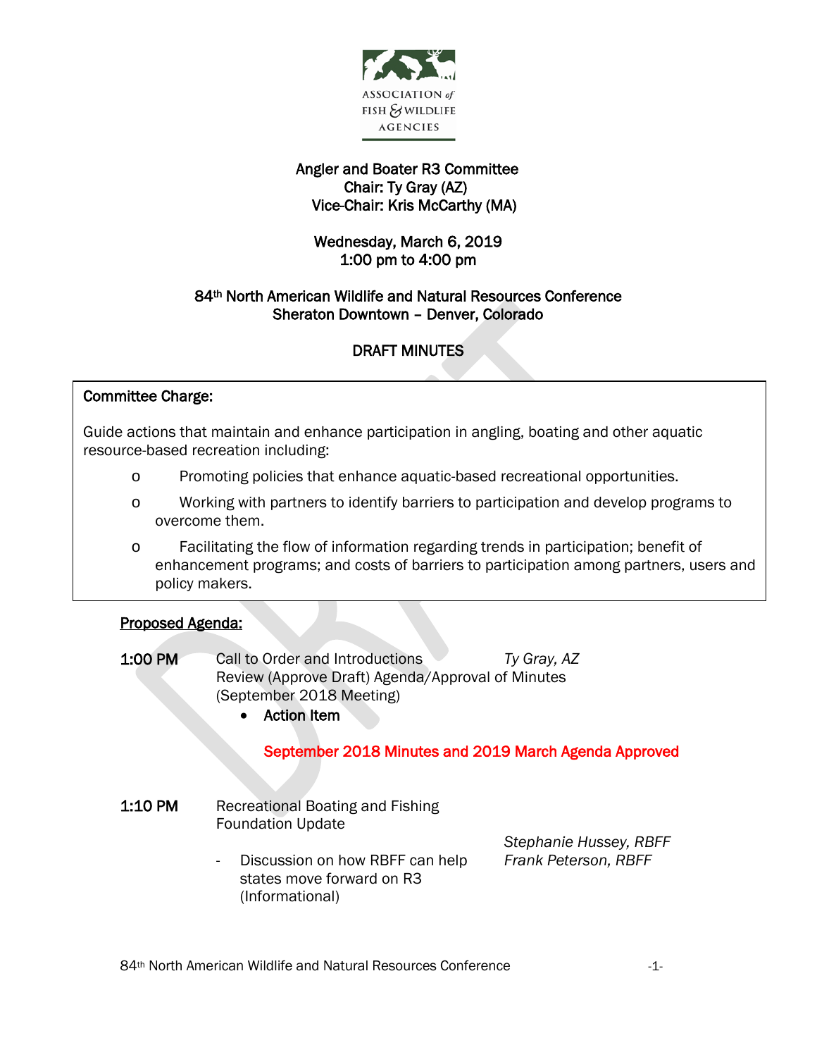ASSOCIATION of FISH & WILDLIFE AGENCIES

# Angler and Boater R3 Committee

**Chair: Ty Gray (AZ)**
**Vice-Chair: Kris McCarthy (MA)**

**Wednesday, March 6, 2019**
**1:00 pm to 4:00 pm**

**84th North American Wildlife and Natural Resources Conference**
**Sheraton Downtown – Denver, Colorado**

## DRAFT MINUTES

**Committee Charge:**

Guide actions that maintain and enhance participation in angling, boating and other aquatic resource-based recreation including:

- Promoting policies that enhance aquatic-based recreational opportunities.
- Working with partners to identify barriers to participation and develop programs to overcome them.
- Facilitating the flow of information regarding trends in participation; benefit of enhancement programs; and costs of barriers to participation among partners, users and policy makers.

**Proposed Agenda:**

**1:00 PM** Call to Order and Introductions — *Ty Gray, AZ*
Review (Approve Draft) Agenda/Approval of Minutes (September 2018 Meeting)

- **Action Item**

**September 2018 Minutes and 2019 March Agenda Approved**

**1:10 PM** Recreational Boating and Fishing Foundation Update — *Stephanie Hussey, RBFF; Frank Peterson, RBFF*

- Discussion on how RBFF can help states move forward on R3 (Informational)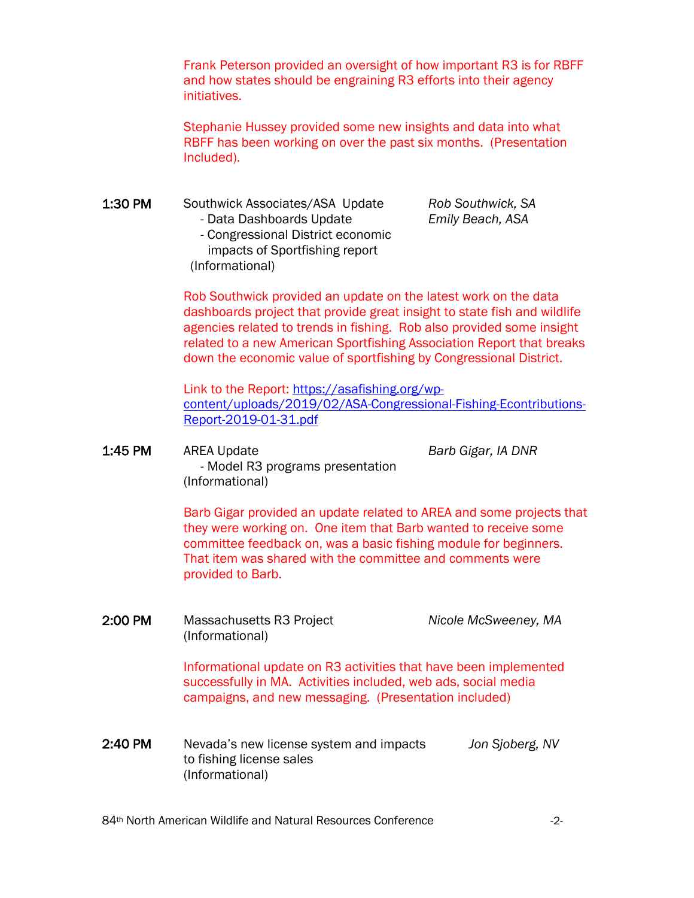Frank Peterson provided an oversight of how important R3 is for RBFF and how states should be engraining R3 efforts into their agency initiatives.

Stephanie Hussey provided some new insights and data into what RBFF has been working on over the past six months. (Presentation Included).

**1:30 PM** Southwick Associates/ASA Update — *Rob Southwick, SA*; *Emily Beach, ASA*
- Data Dashboards Update
- Congressional District economic impacts of Sportfishing report

(Informational)

Rob Southwick provided an update on the latest work on the data dashboards project that provide great insight to state fish and wildlife agencies related to trends in fishing. Rob also provided some insight related to a new American Sportfishing Association Report that breaks down the economic value of sportfishing by Congressional District.

Link to the Report: https://asafishing.org/wp-content/uploads/2019/02/ASA-Congressional-Fishing-Econtributions-Report-2019-01-31.pdf

**1:45 PM** AREA Update — *Barb Gigar, IA DNR*
- Model R3 programs presentation

(Informational)

Barb Gigar provided an update related to AREA and some projects that they were working on. One item that Barb wanted to receive some committee feedback on, was a basic fishing module for beginners. That item was shared with the committee and comments were provided to Barb.

**2:00 PM** Massachusetts R3 Project — *Nicole McSweeney, MA*
(Informational)

Informational update on R3 activities that have been implemented successfully in MA. Activities included, web ads, social media campaigns, and new messaging. (Presentation included)

**2:40 PM** Nevada's new license system and impacts to fishing license sales — *Jon Sjoberg, NV*
(Informational)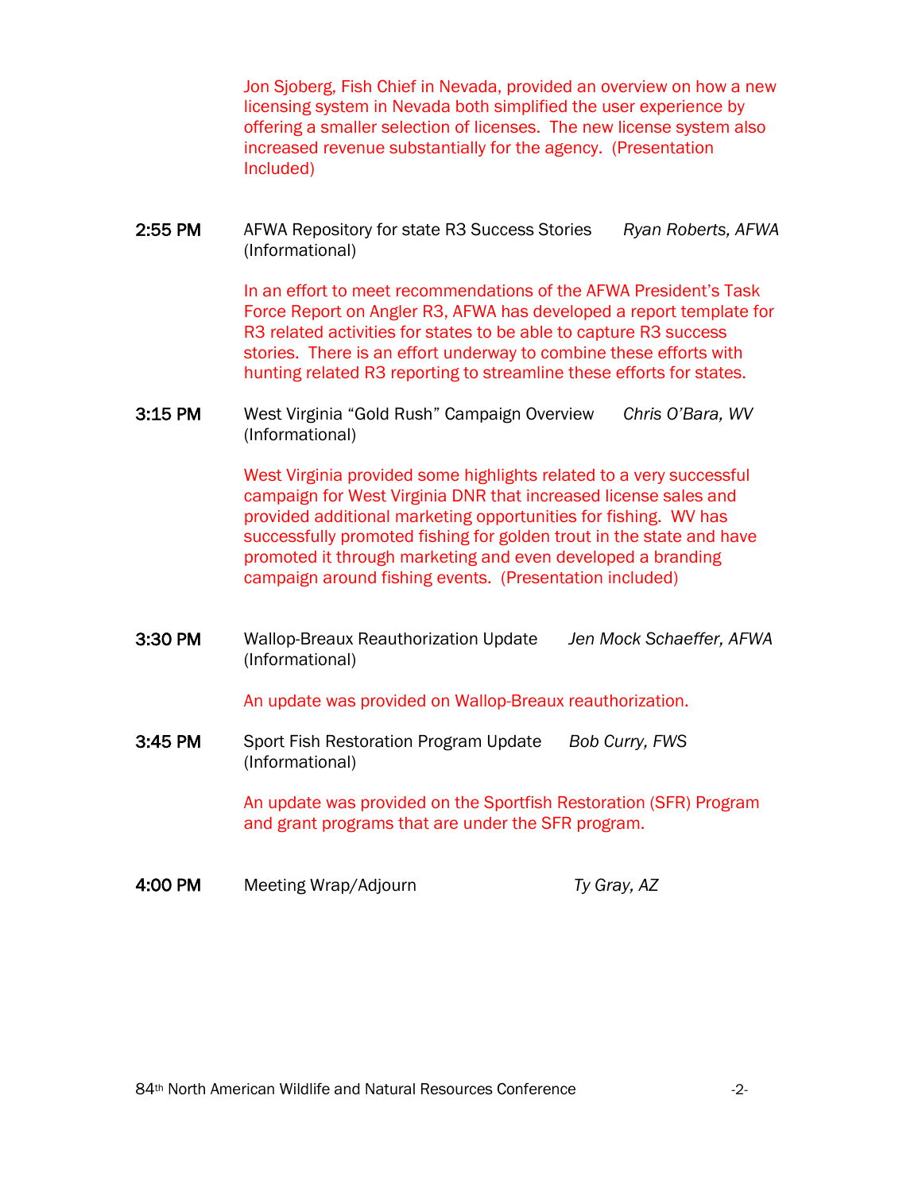Jon Sjoberg, Fish Chief in Nevada, provided an overview on how a new licensing system in Nevada both simplified the user experience by offering a smaller selection of licenses. The new license system also increased revenue substantially for the agency. (Presentation Included)

**2:55 PM** AFWA Repository for state R3 Success Stories (Informational) *Ryan Roberts, AFWA*

In an effort to meet recommendations of the AFWA President's Task Force Report on Angler R3, AFWA has developed a report template for R3 related activities for states to be able to capture R3 success stories. There is an effort underway to combine these efforts with hunting related R3 reporting to streamline these efforts for states.

**3:15 PM** West Virginia "Gold Rush" Campaign Overview (Informational) *Chris O'Bara, WV*

West Virginia provided some highlights related to a very successful campaign for West Virginia DNR that increased license sales and provided additional marketing opportunities for fishing. WV has successfully promoted fishing for golden trout in the state and have promoted it through marketing and even developed a branding campaign around fishing events. (Presentation included)

**3:30 PM** Wallop-Breaux Reauthorization Update (Informational) *Jen Mock Schaeffer, AFWA*

An update was provided on Wallop-Breaux reauthorization.

**3:45 PM** Sport Fish Restoration Program Update (Informational) *Bob Curry, FWS*

An update was provided on the Sportfish Restoration (SFR) Program and grant programs that are under the SFR program.

**4:00 PM** Meeting Wrap/Adjourn *Ty Gray, AZ*